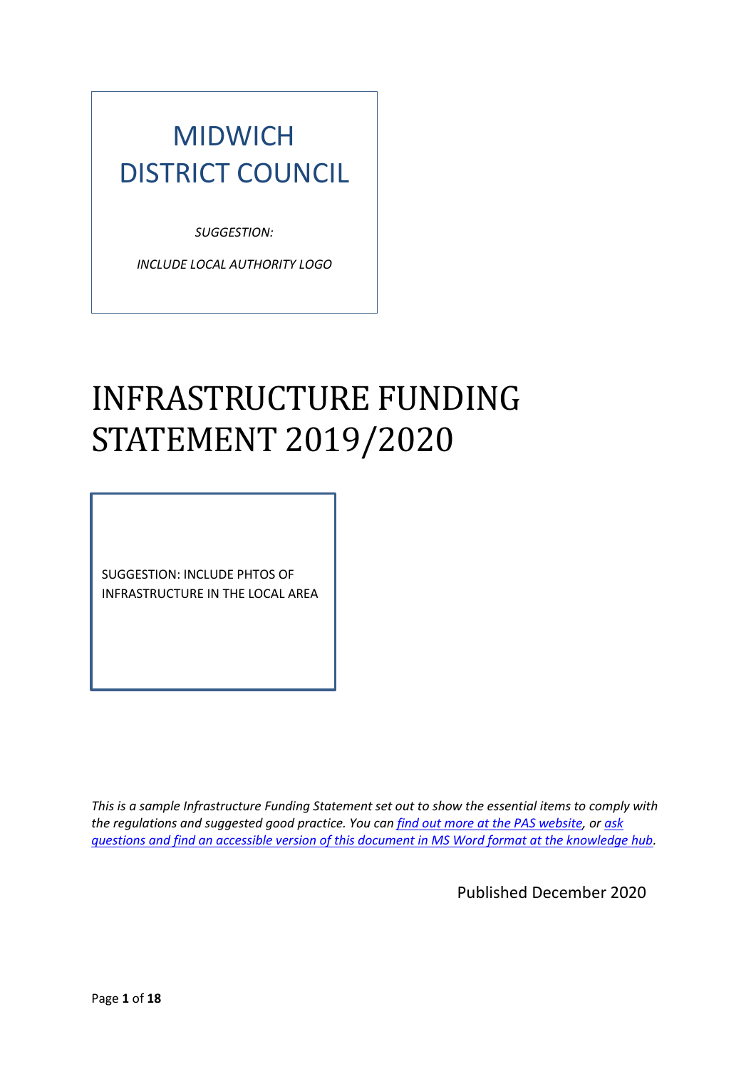MIDWICH DISTRICT COUNCIL

*SUGGESTION:*

*INCLUDE LOCAL AUTHORITY LOGO*

# INFRASTRUCTURE FUNDING STATEMENT 2019/2020

SUGGESTION: INCLUDE PHTOS OF INFRASTRUCTURE IN THE LOCAL AREA

*This is a sample Infrastructure Funding Statement set out to show the essential items to comply with the regulations and suggested good practice. You can find out more at the PAS website, or ask questions and find an accessible version of this document in MS Word format at the knowledge hub.*

Published December 2020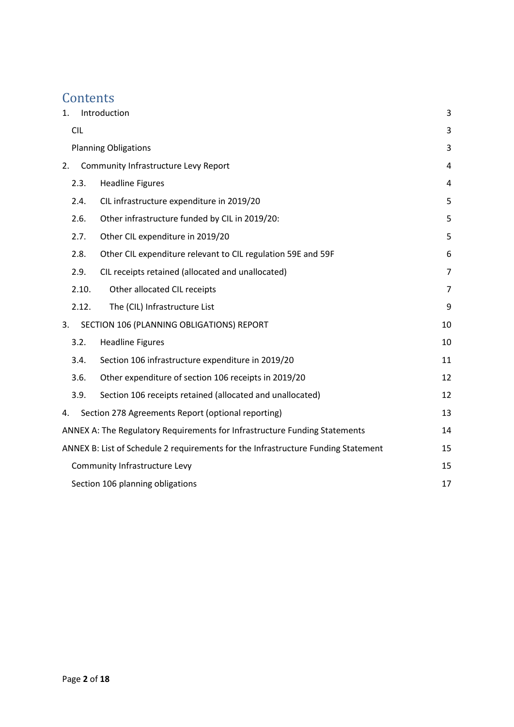# Contents

1. Introduction 3

   CIL 3

   Planning Obligations 3

2. Community Infrastructure Levy Report 4

   2.3. Headline Figures 4

   2.4. CIL infrastructure expenditure in 2019/20 5

   2.6. Other infrastructure funded by CIL in 2019/20: 5

   2.7. Other CIL expenditure in 2019/20 5

   2.8. Other CIL expenditure relevant to CIL regulation 59E and 59F 6

   2.9. CIL receipts retained (allocated and unallocated) 7

   2.10. Other allocated CIL receipts 7

   2.12. The (CIL) Infrastructure List 9

3. SECTION 106 (PLANNING OBLIGATIONS) REPORT 10

   3.2. Headline Figures 10

   3.4. Section 106 infrastructure expenditure in 2019/20 11

   3.6. Other expenditure of section 106 receipts in 2019/20 12

   3.9. Section 106 receipts retained (allocated and unallocated) 12

4. Section 278 Agreements Report (optional reporting) 13

ANNEX A: The Regulatory Requirements for Infrastructure Funding Statements 14

ANNEX B: List of Schedule 2 requirements for the Infrastructure Funding Statement 15

   Community Infrastructure Levy 15

   Section 106 planning obligations 17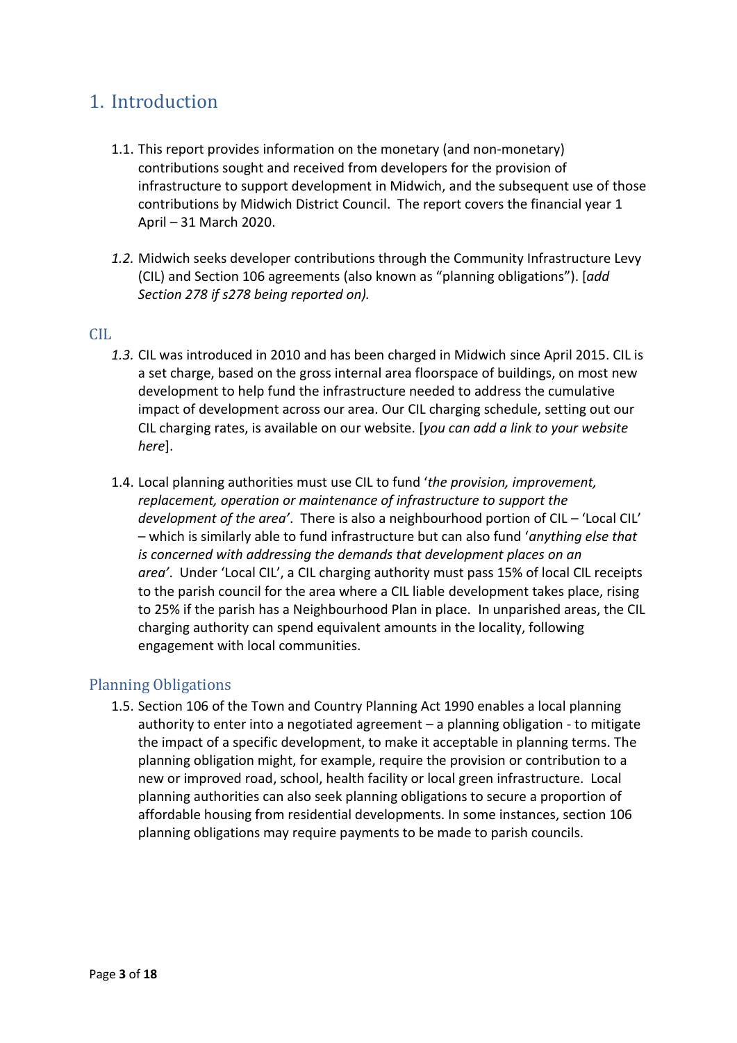# 1. Introduction

1.1. This report provides information on the monetary (and non-monetary) contributions sought and received from developers for the provision of infrastructure to support development in Midwich, and the subsequent use of those contributions by Midwich District Council. The report covers the financial year 1 April – 31 March 2020.

*1.2.* Midwich seeks developer contributions through the Community Infrastructure Levy (CIL) and Section 106 agreements (also known as "planning obligations"). [*add Section 278 if s278 being reported on).*

## CIL

*1.3.* CIL was introduced in 2010 and has been charged in Midwich since April 2015. CIL is a set charge, based on the gross internal area floorspace of buildings, on most new development to help fund the infrastructure needed to address the cumulative impact of development across our area. Our CIL charging schedule, setting out our CIL charging rates, is available on our website. [*you can add a link to your website here*].

1.4. Local planning authorities must use CIL to fund '*the provision, improvement, replacement, operation or maintenance of infrastructure to support the development of the area'*. There is also a neighbourhood portion of CIL – 'Local CIL' – which is similarly able to fund infrastructure but can also fund '*anything else that is concerned with addressing the demands that development places on an area'*. Under 'Local CIL', a CIL charging authority must pass 15% of local CIL receipts to the parish council for the area where a CIL liable development takes place, rising to 25% if the parish has a Neighbourhood Plan in place. In unparished areas, the CIL charging authority can spend equivalent amounts in the locality, following engagement with local communities.

## Planning Obligations

1.5. Section 106 of the Town and Country Planning Act 1990 enables a local planning authority to enter into a negotiated agreement – a planning obligation - to mitigate the impact of a specific development, to make it acceptable in planning terms. The planning obligation might, for example, require the provision or contribution to a new or improved road, school, health facility or local green infrastructure. Local planning authorities can also seek planning obligations to secure a proportion of affordable housing from residential developments. In some instances, section 106 planning obligations may require payments to be made to parish councils.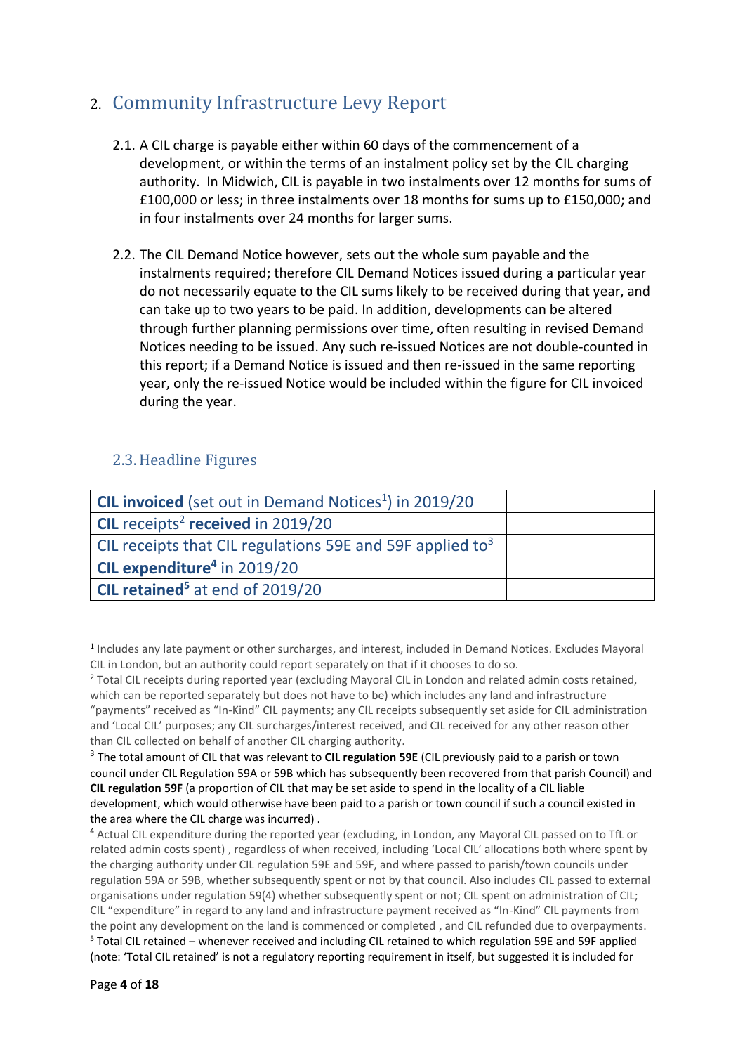## 2. Community Infrastructure Levy Report

2.1. A CIL charge is payable either within 60 days of the commencement of a development, or within the terms of an instalment policy set by the CIL charging authority. In Midwich, CIL is payable in two instalments over 12 months for sums of £100,000 or less; in three instalments over 18 months for sums up to £150,000; and in four instalments over 24 months for larger sums.

2.2. The CIL Demand Notice however, sets out the whole sum payable and the instalments required; therefore CIL Demand Notices issued during a particular year do not necessarily equate to the CIL sums likely to be received during that year, and can take up to two years to be paid. In addition, developments can be altered through further planning permissions over time, often resulting in revised Demand Notices needing to be issued. Any such re-issued Notices are not double-counted in this report; if a Demand Notice is issued and then re-issued in the same reporting year, only the re-issued Notice would be included within the figure for CIL invoiced during the year.

### 2.3. Headline Figures

| | |
|---|---|
| **CIL invoiced** (set out in Demand Notices[1]) in 2019/20 | |
| **CIL** receipts[2] **received** in 2019/20 | |
| CIL receipts that CIL regulations 59E and 59F applied to[3] | |
| **CIL expenditure[4]** in 2019/20 | |
| **CIL retained[5]** at end of 2019/20 | |

[1] Includes any late payment or other surcharges, and interest, included in Demand Notices. Excludes Mayoral CIL in London, but an authority could report separately on that if it chooses to do so.

[2] Total CIL receipts during reported year (excluding Mayoral CIL in London and related admin costs retained, which can be reported separately but does not have to be) which includes any land and infrastructure "payments" received as "In-Kind" CIL payments; any CIL receipts subsequently set aside for CIL administration and 'Local CIL' purposes; any CIL surcharges/interest received, and CIL received for any other reason other than CIL collected on behalf of another CIL charging authority.

[3] The total amount of CIL that was relevant to **CIL regulation 59E** (CIL previously paid to a parish or town council under CIL Regulation 59A or 59B which has subsequently been recovered from that parish Council) and **CIL regulation 59F** (a proportion of CIL that may be set aside to spend in the locality of a CIL liable development, which would otherwise have been paid to a parish or town council if such a council existed in the area where the CIL charge was incurred) .

[4] Actual CIL expenditure during the reported year (excluding, in London, any Mayoral CIL passed on to TfL or related admin costs spent) , regardless of when received, including 'Local CIL' allocations both where spent by the charging authority under CIL regulation 59E and 59F, and where passed to parish/town councils under regulation 59A or 59B, whether subsequently spent or not by that council. Also includes CIL passed to external organisations under regulation 59(4) whether subsequently spent or not; CIL spent on administration of CIL; CIL "expenditure" in regard to any land and infrastructure payment received as "In-Kind" CIL payments from the point any development on the land is commenced or completed , and CIL refunded due to overpayments.

[5] Total CIL retained – whenever received and including CIL retained to which regulation 59E and 59F applied (note: 'Total CIL retained' is not a regulatory reporting requirement in itself, but suggested it is included for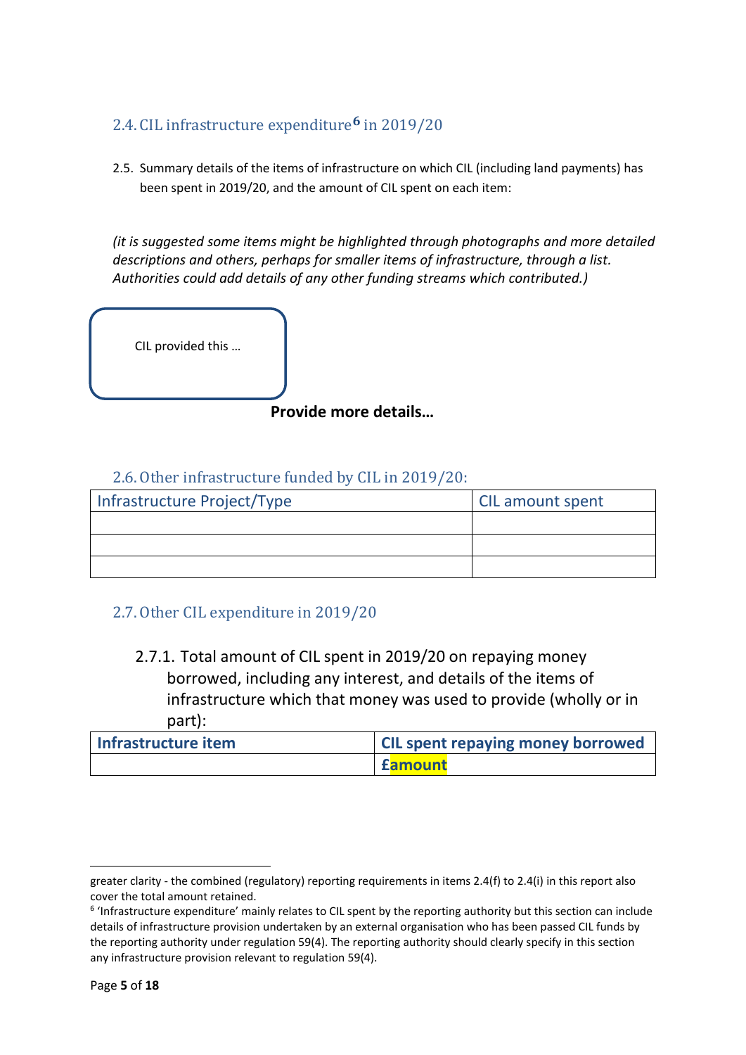## 2.4. CIL infrastructure expenditure[6] in 2019/20

2.5. Summary details of the items of infrastructure on which CIL (including land payments) has been spent in 2019/20, and the amount of CIL spent on each item:

*(it is suggested some items might be highlighted through photographs and more detailed descriptions and others, perhaps for smaller items of infrastructure, through a list. Authorities could add details of any other funding streams which contributed.)*

CIL provided this …

**Provide more details…**

## 2.6. Other infrastructure funded by CIL in 2019/20:

| Infrastructure Project/Type | CIL amount spent |
|---|---|
| | |
| | |
| | |

## 2.7. Other CIL expenditure in 2019/20

2.7.1. Total amount of CIL spent in 2019/20 on repaying money borrowed, including any interest, and details of the items of infrastructure which that money was used to provide (wholly or in part):

| **Infrastructure item** | **CIL spent repaying money borrowed** |
|---|---|
| | **£amount** |

---

greater clarity - the combined (regulatory) reporting requirements in items 2.4(f) to 2.4(i) in this report also cover the total amount retained.

[6] 'Infrastructure expenditure' mainly relates to CIL spent by the reporting authority but this section can include details of infrastructure provision undertaken by an external organisation who has been passed CIL funds by the reporting authority under regulation 59(4). The reporting authority should clearly specify in this section any infrastructure provision relevant to regulation 59(4).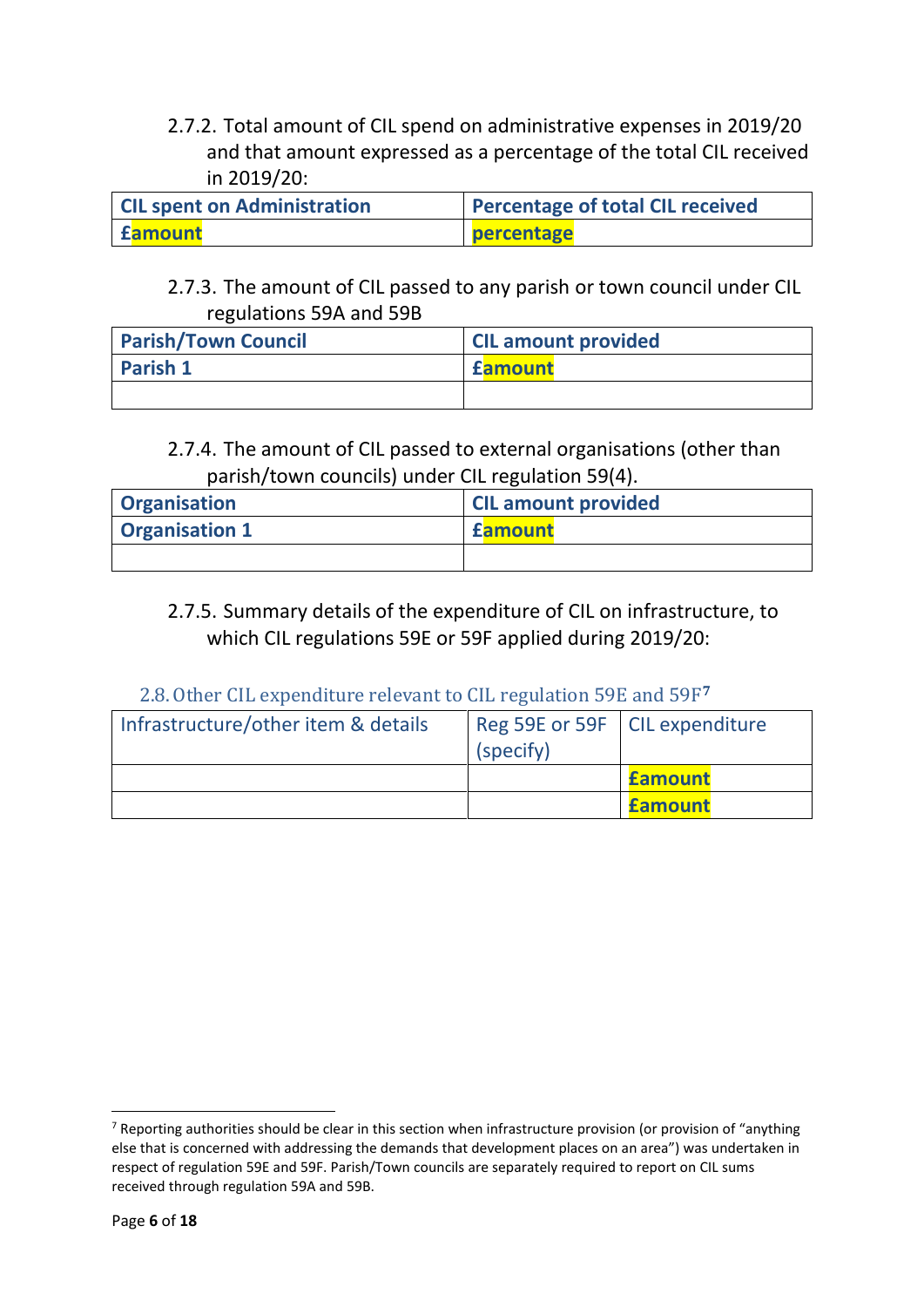2.7.2. Total amount of CIL spend on administrative expenses in 2019/20 and that amount expressed as a percentage of the total CIL received in 2019/20:

| CIL spent on Administration | Percentage of total CIL received |
|---|---|
| £amount | percentage |

2.7.3. The amount of CIL passed to any parish or town council under CIL regulations 59A and 59B

| Parish/Town Council | CIL amount provided |
|---|---|
| Parish 1 | £amount |
| | |

2.7.4. The amount of CIL passed to external organisations (other than parish/town councils) under CIL regulation 59(4).

| Organisation | CIL amount provided |
|---|---|
| Organisation 1 | £amount |
| | |

2.7.5. Summary details of the expenditure of CIL on infrastructure, to which CIL regulations 59E or 59F applied during 2019/20:

## 2.8. Other CIL expenditure relevant to CIL regulation 59E and 59F[7]

| Infrastructure/other item & details | Reg 59E or 59F (specify) | CIL expenditure |
|---|---|---|
| | | £amount |
| | | £amount |

[7] Reporting authorities should be clear in this section when infrastructure provision (or provision of "anything else that is concerned with addressing the demands that development places on an area") was undertaken in respect of regulation 59E and 59F. Parish/Town councils are separately required to report on CIL sums received through regulation 59A and 59B.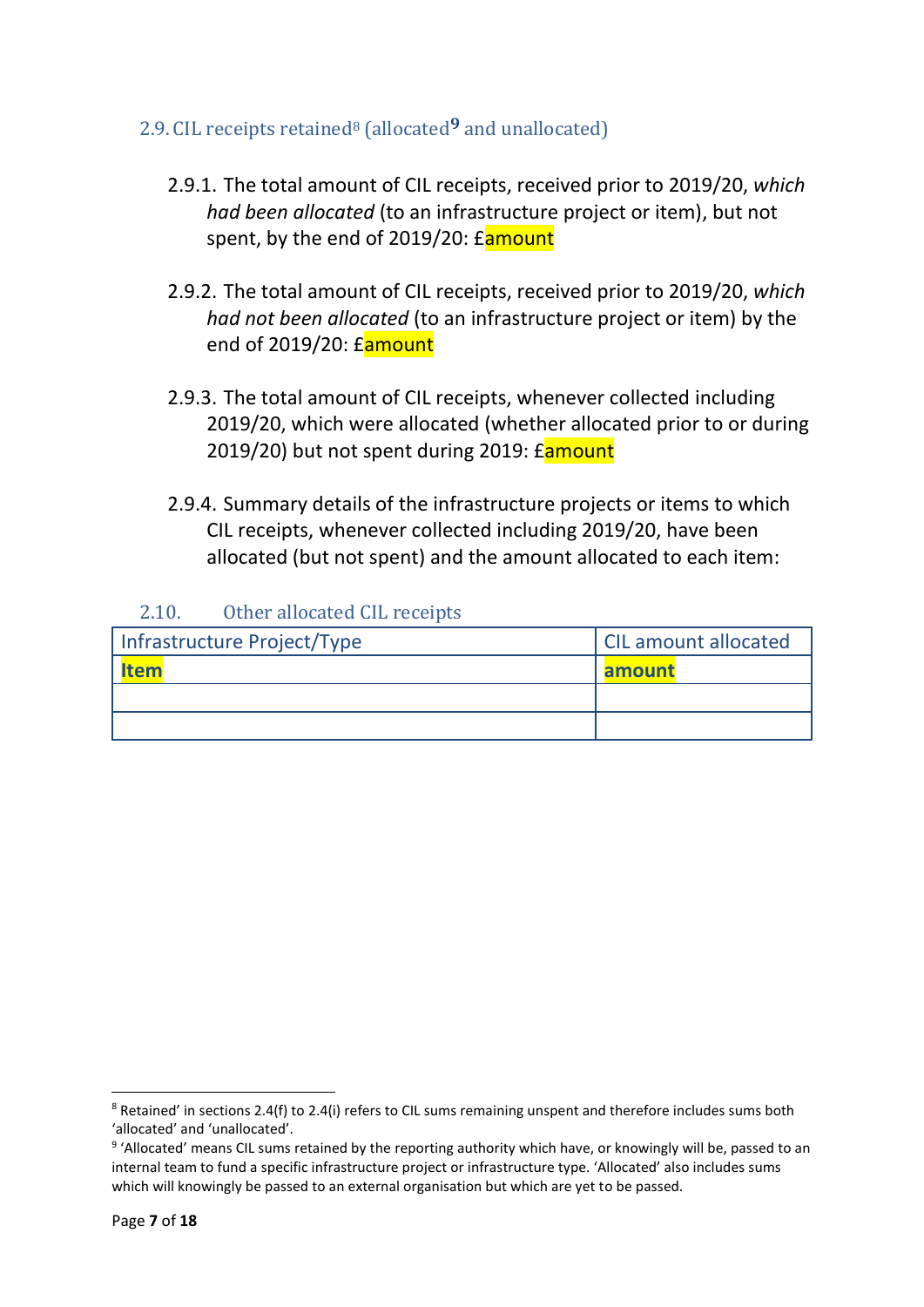### 2.9. CIL receipts retained[8] (allocated[9] and unallocated)

2.9.1. The total amount of CIL receipts, received prior to 2019/20, *which had been allocated* (to an infrastructure project or item), but not spent, by the end of 2019/20: £amount

2.9.2. The total amount of CIL receipts, received prior to 2019/20, *which had not been allocated* (to an infrastructure project or item) by the end of 2019/20: £amount

2.9.3. The total amount of CIL receipts, whenever collected including 2019/20, which were allocated (whether allocated prior to or during 2019/20) but not spent during 2019: £amount

2.9.4. Summary details of the infrastructure projects or items to which CIL receipts, whenever collected including 2019/20, have been allocated (but not spent) and the amount allocated to each item:

### 2.10. Other allocated CIL receipts

| Infrastructure Project/Type | CIL amount allocated |
| --- | --- |
| **Item** | **amount** |
| | |
| | |

[8] Retained' in sections 2.4(f) to 2.4(i) refers to CIL sums remaining unspent and therefore includes sums both 'allocated' and 'unallocated'.

[9] 'Allocated' means CIL sums retained by the reporting authority which have, or knowingly will be, passed to an internal team to fund a specific infrastructure project or infrastructure type. 'Allocated' also includes sums which will knowingly be passed to an external organisation but which are yet to be passed.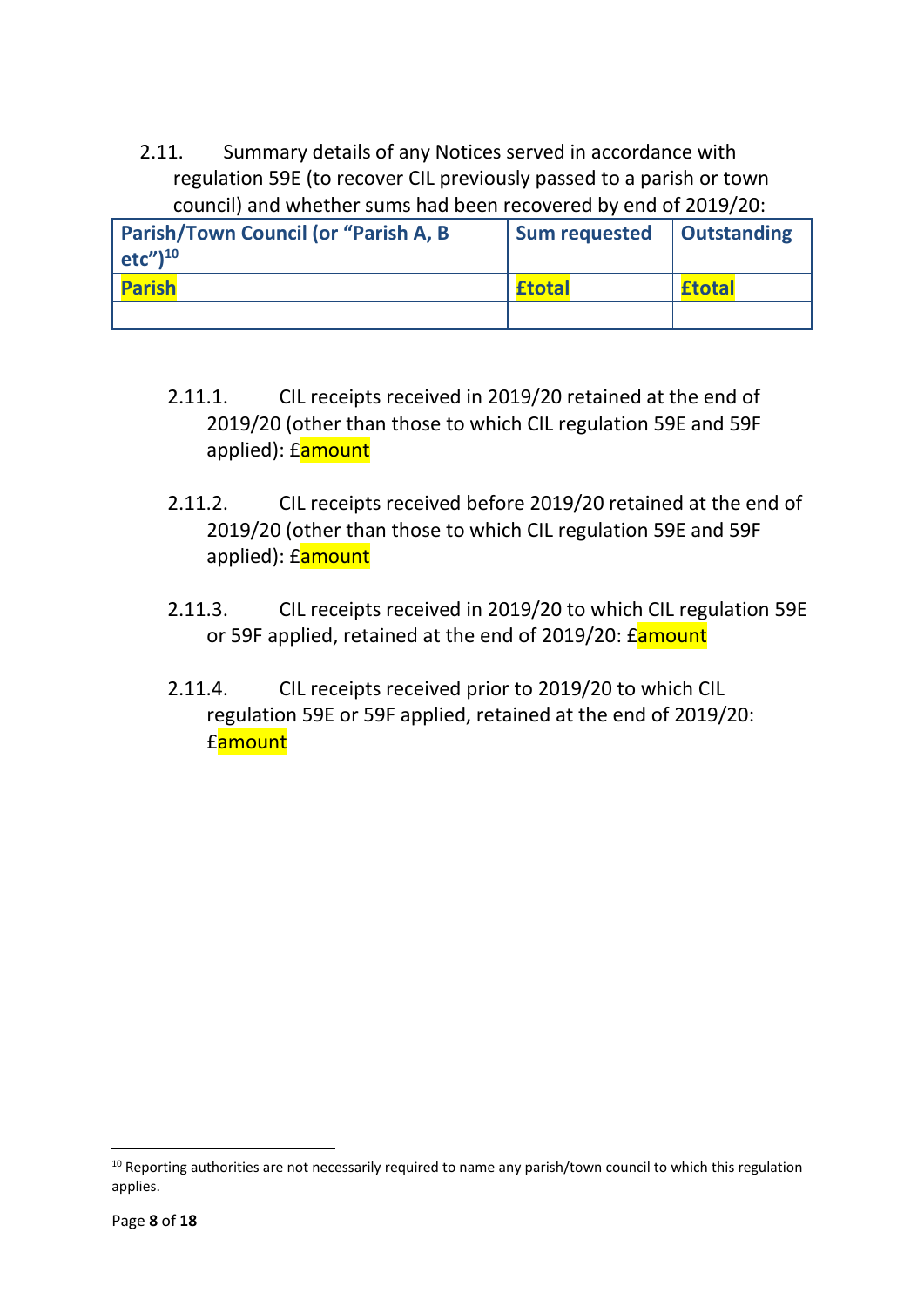2.11. Summary details of any Notices served in accordance with regulation 59E (to recover CIL previously passed to a parish or town council) and whether sums had been recovered by end of 2019/20:

| Parish/Town Council (or "Parish A, B etc")[10] | Sum requested | Outstanding |
|---|---|---|
| Parish | £total | £total |
| | | |

2.11.1. CIL receipts received in 2019/20 retained at the end of 2019/20 (other than those to which CIL regulation 59E and 59F applied): £amount

2.11.2. CIL receipts received before 2019/20 retained at the end of 2019/20 (other than those to which CIL regulation 59E and 59F applied): £amount

2.11.3. CIL receipts received in 2019/20 to which CIL regulation 59E or 59F applied, retained at the end of 2019/20: £amount

2.11.4. CIL receipts received prior to 2019/20 to which CIL regulation 59E or 59F applied, retained at the end of 2019/20: £amount

[10] Reporting authorities are not necessarily required to name any parish/town council to which this regulation applies.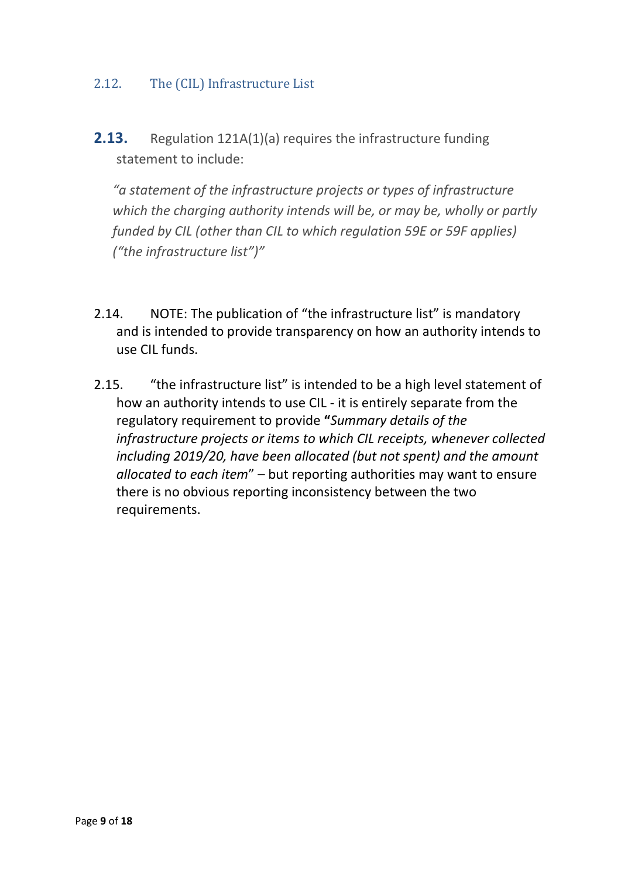## 2.12. The (CIL) Infrastructure List

**2.13.** Regulation 121A(1)(a) requires the infrastructure funding statement to include:

> *"a statement of the infrastructure projects or types of infrastructure which the charging authority intends will be, or may be, wholly or partly funded by CIL (other than CIL to which regulation 59E or 59F applies) ("the infrastructure list")"*

2.14. NOTE: The publication of "the infrastructure list" is mandatory and is intended to provide transparency on how an authority intends to use CIL funds.

2.15. "the infrastructure list" is intended to be a high level statement of how an authority intends to use CIL - it is entirely separate from the regulatory requirement to provide **"***Summary details of the infrastructure projects or items to which CIL receipts, whenever collected including 2019/20, have been allocated (but not spent) and the amount allocated to each item*" – but reporting authorities may want to ensure there is no obvious reporting inconsistency between the two requirements.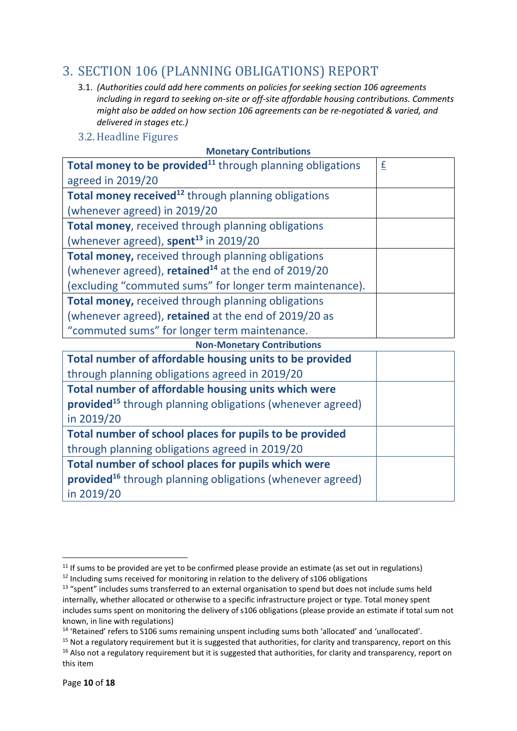# 3. SECTION 106 (PLANNING OBLIGATIONS) REPORT

3.1. *(Authorities could add here comments on policies for seeking section 106 agreements including in regard to seeking on-site or off-site affordable housing contributions. Comments might also be added on how section 106 agreements can be re-negotiated & varied, and delivered in stages etc.)*

## 3.2. Headline Figures

**Monetary Contributions**

| | |
|---|---|
| **Total money to be provided**[11] through planning obligations agreed in 2019/20 | £ |
| **Total money received**[12] through planning obligations (whenever agreed) in 2019/20 | |
| **Total money**, received through planning obligations (whenever agreed), **spent**[13] in 2019/20 | |
| **Total money,** received through planning obligations (whenever agreed), **retained**[14] at the end of 2019/20 (excluding "commuted sums" for longer term maintenance). | |
| **Total money,** received through planning obligations (whenever agreed), **retained** at the end of 2019/20 as "commuted sums" for longer term maintenance. | |

**Non-Monetary Contributions**

| | |
|---|---|
| **Total number of affordable housing units to be provided** through planning obligations agreed in 2019/20 | |
| **Total number of affordable housing units which were provided**[15] through planning obligations (whenever agreed) in 2019/20 | |
| **Total number of school places for pupils to be provided** through planning obligations agreed in 2019/20 | |
| **Total number of school places for pupils which were provided**[16] through planning obligations (whenever agreed) in 2019/20 | |

[11] If sums to be provided are yet to be confirmed please provide an estimate (as set out in regulations)

[12] Including sums received for monitoring in relation to the delivery of s106 obligations

[13] "spent" includes sums transferred to an external organisation to spend but does not include sums held internally, whether allocated or otherwise to a specific infrastructure project or type. Total money spent includes sums spent on monitoring the delivery of s106 obligations (please provide an estimate if total sum not known, in line with regulations)

[14] 'Retained' refers to S106 sums remaining unspent including sums both 'allocated' and 'unallocated'.

[15] Not a regulatory requirement but it is suggested that authorities, for clarity and transparency, report on this

[16] Also not a regulatory requirement but it is suggested that authorities, for clarity and transparency, report on this item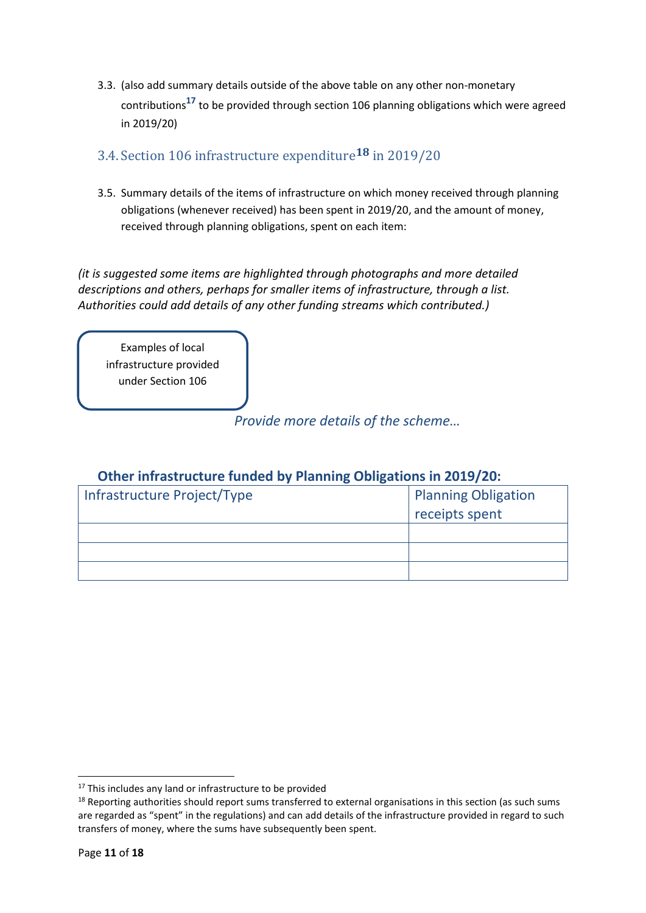3.3. (also add summary details outside of the above table on any other non-monetary contributions[17] to be provided through section 106 planning obligations which were agreed in 2019/20)

### 3.4. Section 106 infrastructure expenditure[18] in 2019/20

3.5. Summary details of the items of infrastructure on which money received through planning obligations (whenever received) has been spent in 2019/20, and the amount of money, received through planning obligations, spent on each item:

*(it is suggested some items are highlighted through photographs and more detailed descriptions and others, perhaps for smaller items of infrastructure, through a list. Authorities could add details of any other funding streams which contributed.)*

Examples of local infrastructure provided under Section 106

*Provide more details of the scheme…*

**Other infrastructure funded by Planning Obligations in 2019/20:**

| Infrastructure Project/Type | Planning Obligation receipts spent |
|---|---|
| | |
| | |
| | |

[17] This includes any land or infrastructure to be provided

[18] Reporting authorities should report sums transferred to external organisations in this section (as such sums are regarded as "spent" in the regulations) and can add details of the infrastructure provided in regard to such transfers of money, where the sums have subsequently been spent.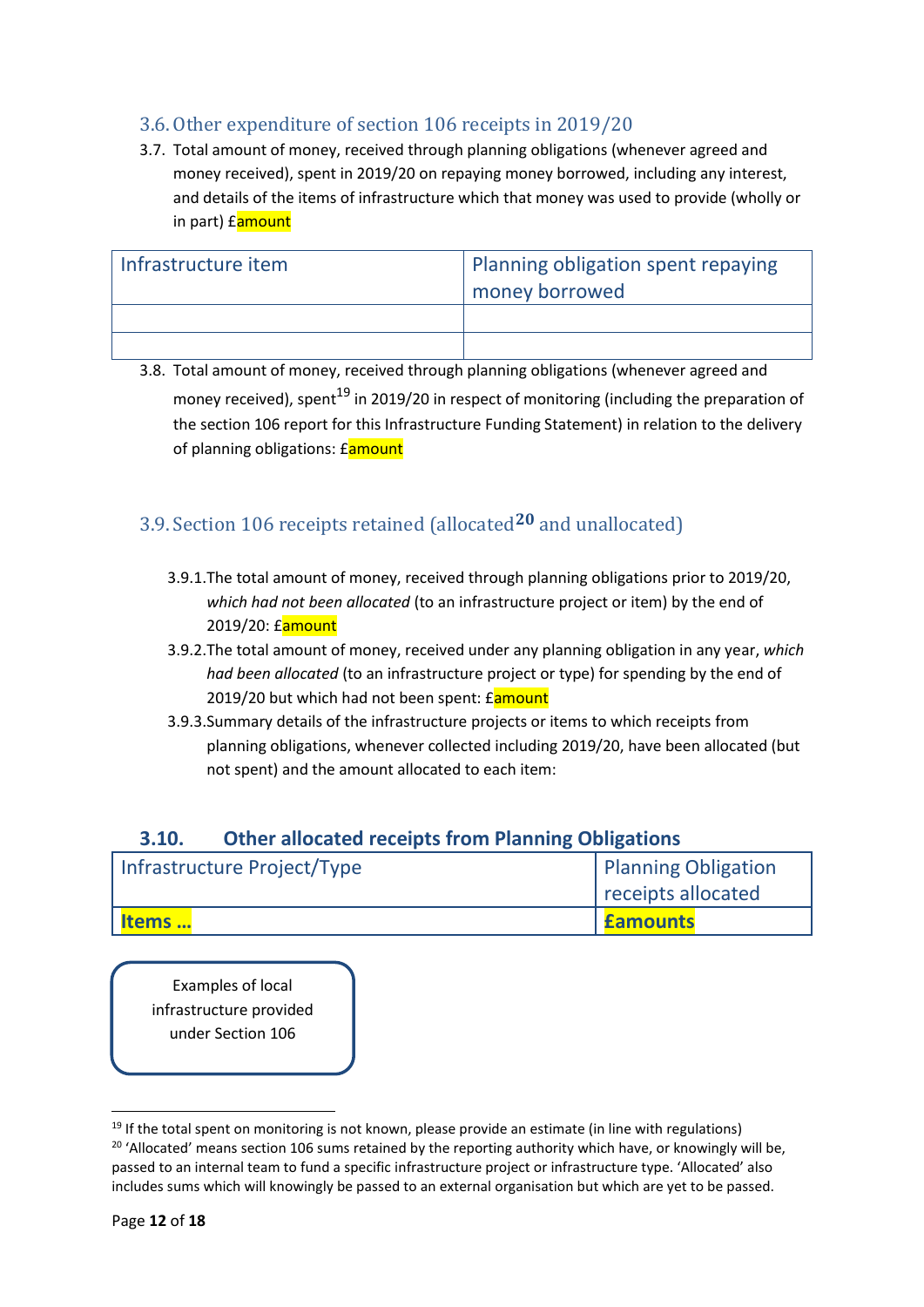## 3.6. Other expenditure of section 106 receipts in 2019/20

3.7. Total amount of money, received through planning obligations (whenever agreed and money received), spent in 2019/20 on repaying money borrowed, including any interest, and details of the items of infrastructure which that money was used to provide (wholly or in part) £amount

| Infrastructure item | Planning obligation spent repaying money borrowed |
|---|---|
| | |
| | |

3.8. Total amount of money, received through planning obligations (whenever agreed and money received), spent[19] in 2019/20 in respect of monitoring (including the preparation of the section 106 report for this Infrastructure Funding Statement) in relation to the delivery of planning obligations: £amount

## 3.9. Section 106 receipts retained (allocated[20] and unallocated)

3.9.1. The total amount of money, received through planning obligations prior to 2019/20, *which had not been allocated* (to an infrastructure project or item) by the end of 2019/20: £amount

3.9.2. The total amount of money, received under any planning obligation in any year, *which had been allocated* (to an infrastructure project or type) for spending by the end of 2019/20 but which had not been spent: £amount

3.9.3. Summary details of the infrastructure projects or items to which receipts from planning obligations, whenever collected including 2019/20, have been allocated (but not spent) and the amount allocated to each item:

### 3.10. Other allocated receipts from Planning Obligations

| Infrastructure Project/Type | Planning Obligation receipts allocated |
|---|---|
| **Items …** | **£amounts** |

Examples of local infrastructure provided under Section 106

[19] If the total spent on monitoring is not known, please provide an estimate (in line with regulations)

[20] 'Allocated' means section 106 sums retained by the reporting authority which have, or knowingly will be, passed to an internal team to fund a specific infrastructure project or infrastructure type. 'Allocated' also includes sums which will knowingly be passed to an external organisation but which are yet to be passed.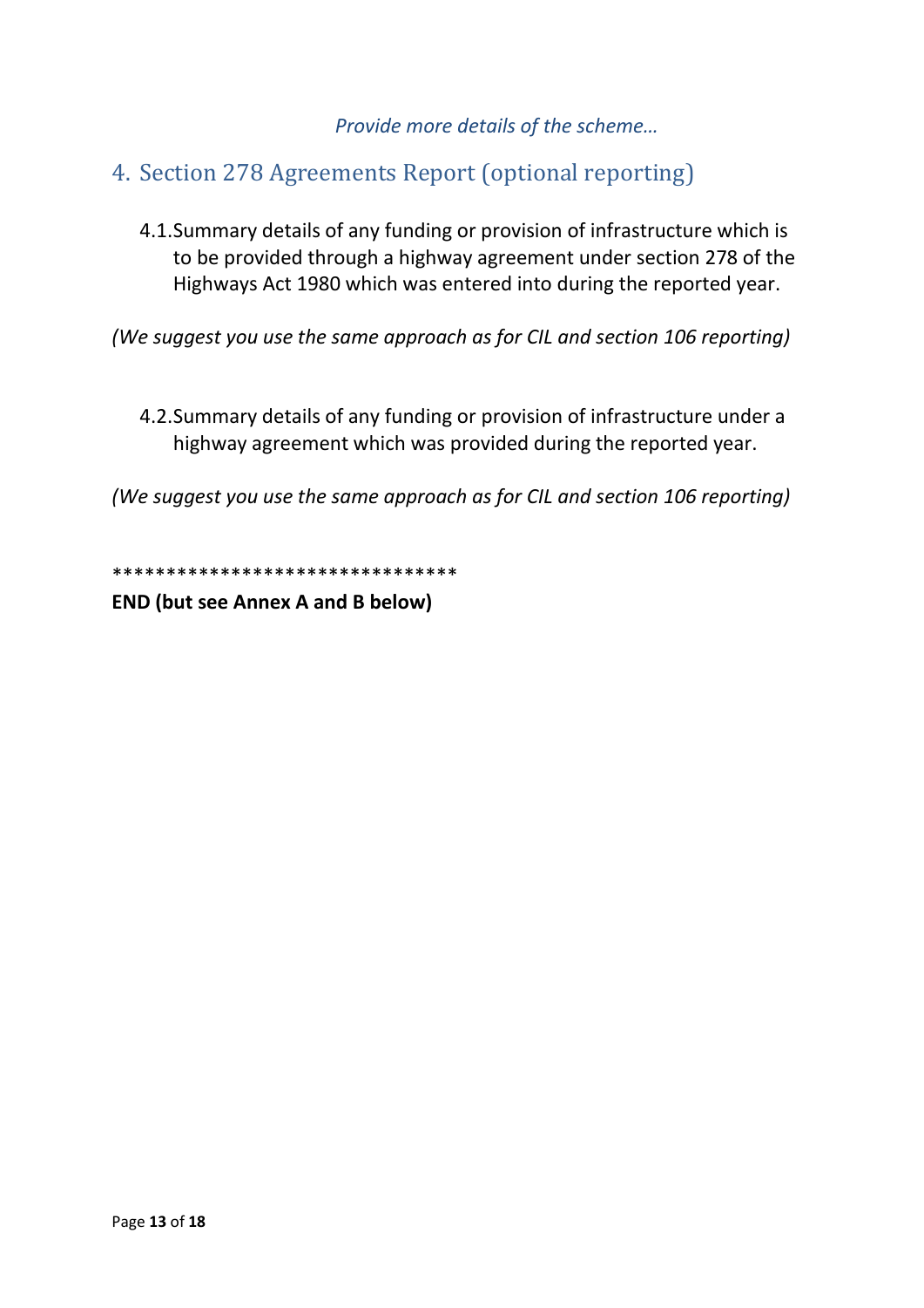*Provide more details of the scheme…*

## 4. Section 278 Agreements Report (optional reporting)

4.1. Summary details of any funding or provision of infrastructure which is to be provided through a highway agreement under section 278 of the Highways Act 1980 which was entered into during the reported year.

*(We suggest you use the same approach as for CIL and section 106 reporting)*

4.2. Summary details of any funding or provision of infrastructure under a highway agreement which was provided during the reported year.

*(We suggest you use the same approach as for CIL and section 106 reporting)*

********************************

**END (but see Annex A and B below)**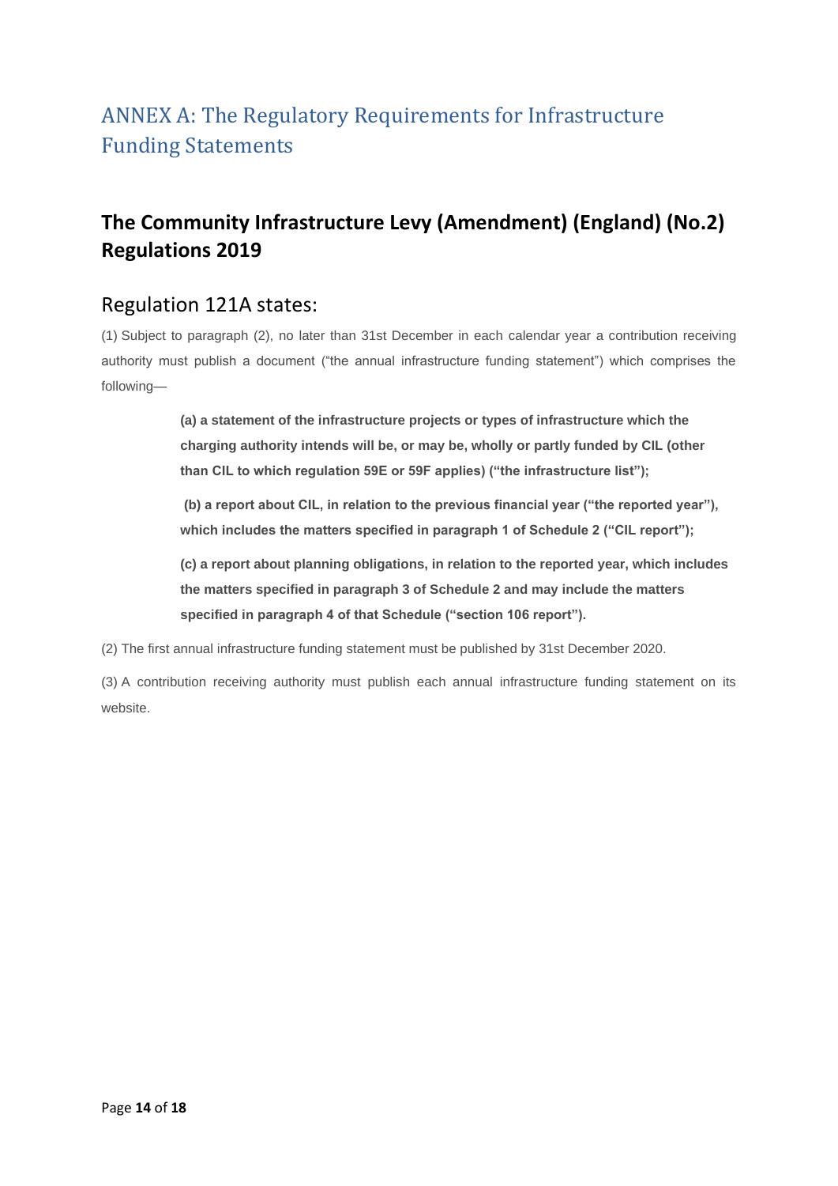# ANNEX A: The Regulatory Requirements for Infrastructure Funding Statements

## The Community Infrastructure Levy (Amendment) (England) (No.2) Regulations 2019

### Regulation 121A states:

(1) Subject to paragraph (2), no later than 31st December in each calendar year a contribution receiving authority must publish a document ("the annual infrastructure funding statement") which comprises the following—

> **(a) a statement of the infrastructure projects or types of infrastructure which the charging authority intends will be, or may be, wholly or partly funded by CIL (other than CIL to which regulation 59E or 59F applies) ("the infrastructure list");**
>
> **(b) a report about CIL, in relation to the previous financial year ("the reported year"), which includes the matters specified in paragraph 1 of Schedule 2 ("CIL report");**
>
> **(c) a report about planning obligations, in relation to the reported year, which includes the matters specified in paragraph 3 of Schedule 2 and may include the matters specified in paragraph 4 of that Schedule ("section 106 report").**

(2) The first annual infrastructure funding statement must be published by 31st December 2020.

(3) A contribution receiving authority must publish each annual infrastructure funding statement on its website.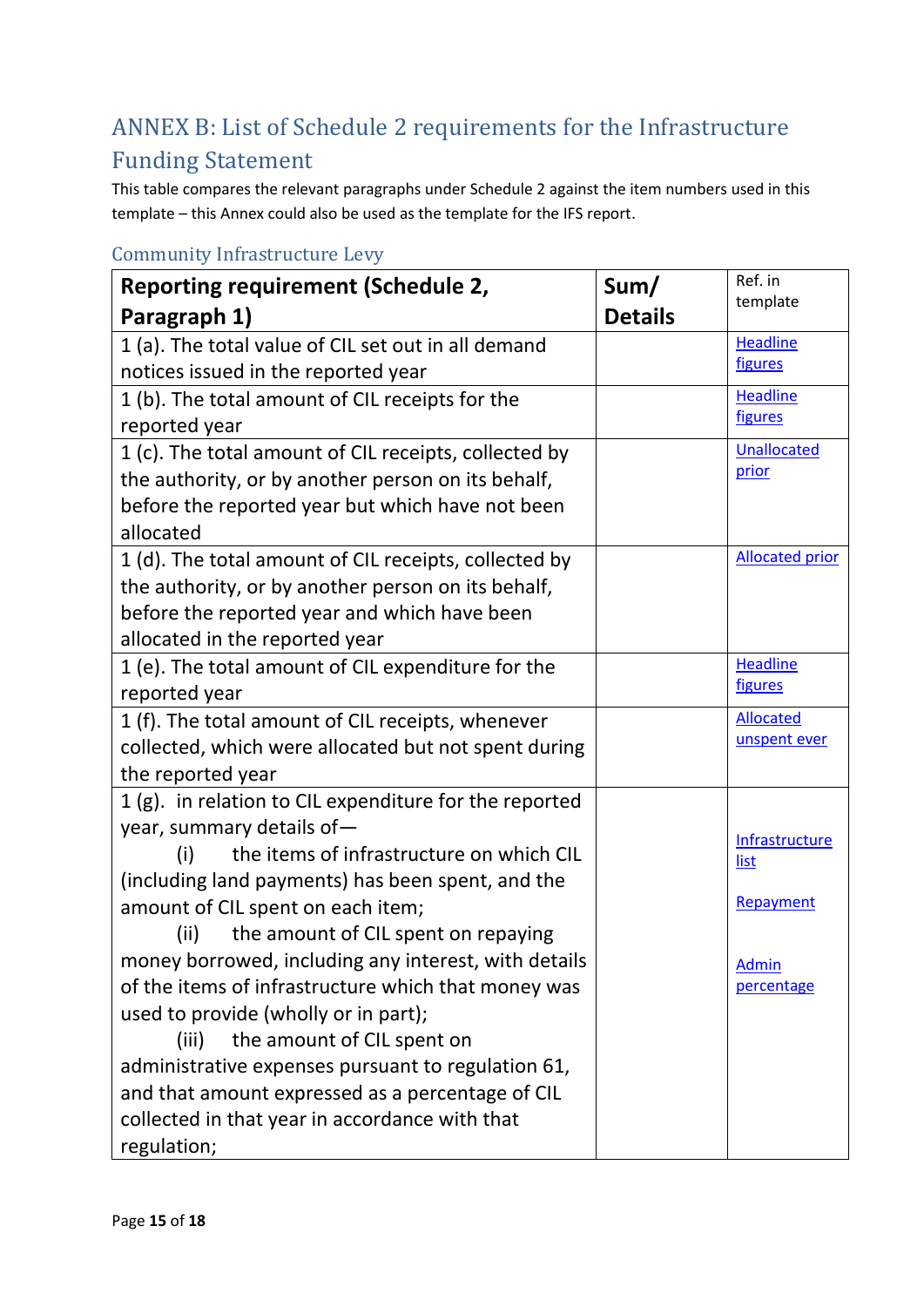## ANNEX B: List of Schedule 2 requirements for the Infrastructure Funding Statement

This table compares the relevant paragraphs under Schedule 2 against the item numbers used in this template – this Annex could also be used as the template for the IFS report.

### Community Infrastructure Levy

| Reporting requirement (Schedule 2, Paragraph 1) | Sum/ Details | Ref. in template |
|---|---|---|
| 1 (a). The total value of CIL set out in all demand notices issued in the reported year | | Headline figures |
| 1 (b). The total amount of CIL receipts for the reported year | | Headline figures |
| 1 (c). The total amount of CIL receipts, collected by the authority, or by another person on its behalf, before the reported year but which have not been allocated | | Unallocated prior |
| 1 (d). The total amount of CIL receipts, collected by the authority, or by another person on its behalf, before the reported year and which have been allocated in the reported year | | Allocated prior |
| 1 (e). The total amount of CIL expenditure for the reported year | | Headline figures |
| 1 (f). The total amount of CIL receipts, whenever collected, which were allocated but not spent during the reported year | | Allocated unspent ever |
| 1 (g). in relation to CIL expenditure for the reported year, summary details of— (i) the items of infrastructure on which CIL (including land payments) has been spent, and the amount of CIL spent on each item; (ii) the amount of CIL spent on repaying money borrowed, including any interest, with details of the items of infrastructure which that money was used to provide (wholly or in part); (iii) the amount of CIL spent on administrative expenses pursuant to regulation 61, and that amount expressed as a percentage of CIL collected in that year in accordance with that regulation; | | Infrastructure list<br>Repayment<br>Admin percentage |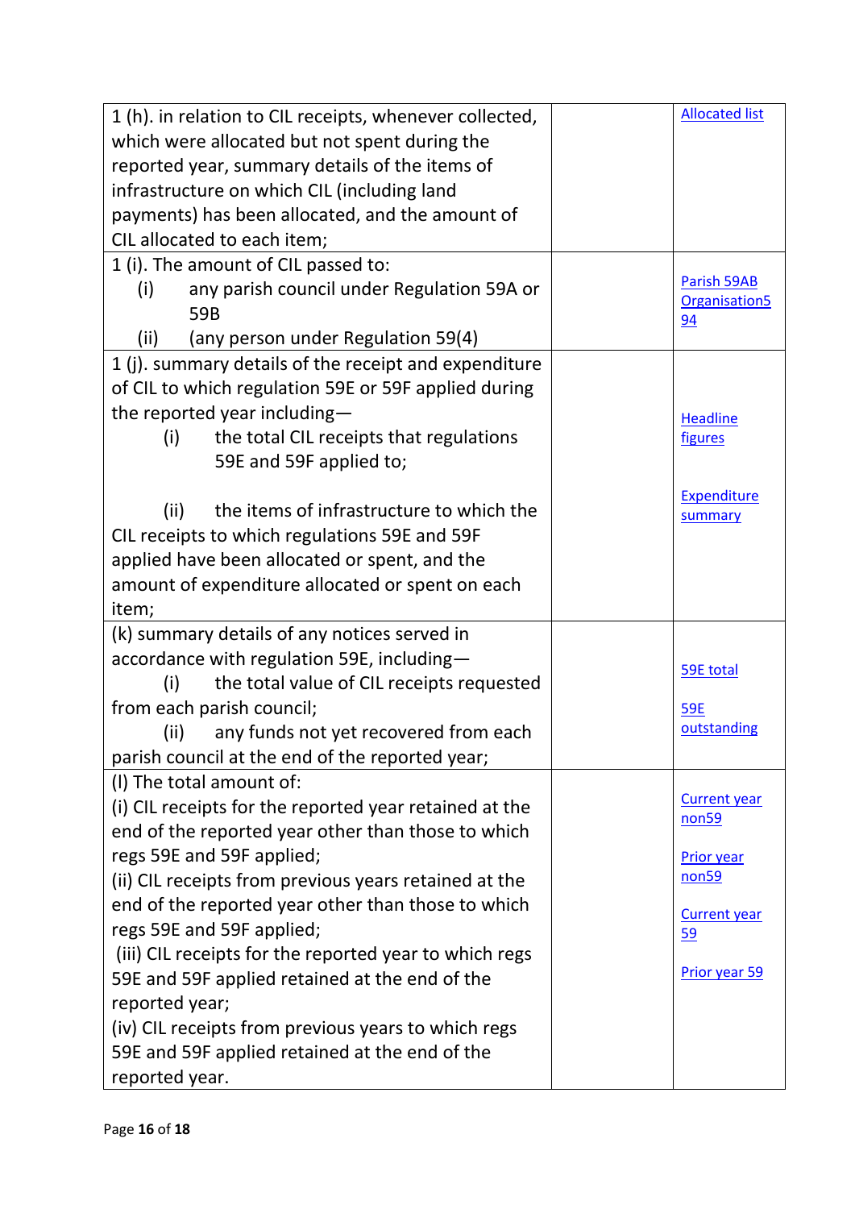| | | |
|---|---|---|
| 1 (h). in relation to CIL receipts, whenever collected, which were allocated but not spent during the reported year, summary details of the items of infrastructure on which CIL (including land payments) has been allocated, and the amount of CIL allocated to each item; | | Allocated list |
| 1 (i). The amount of CIL passed to:<br>(i) any parish council under Regulation 59A or 59B<br>(ii) (any person under Regulation 59(4) | | Parish 59AB<br>Organisation594 |
| 1 (j). summary details of the receipt and expenditure of CIL to which regulation 59E or 59F applied during the reported year including—<br>(i) the total CIL receipts that regulations 59E and 59F applied to;<br><br>(ii) the items of infrastructure to which the CIL receipts to which regulations 59E and 59F applied have been allocated or spent, and the amount of expenditure allocated or spent on each item; | | Headline figures<br><br>Expenditure summary |
| (k) summary details of any notices served in accordance with regulation 59E, including—<br>(i) the total value of CIL receipts requested from each parish council;<br>(ii) any funds not yet recovered from each parish council at the end of the reported year; | | 59E total<br><br>59E outstanding |
| (l) The total amount of:<br>(i) CIL receipts for the reported year retained at the end of the reported year other than those to which regs 59E and 59F applied;<br>(ii) CIL receipts from previous years retained at the end of the reported year other than those to which regs 59E and 59F applied;<br>(iii) CIL receipts for the reported year to which regs 59E and 59F applied retained at the end of the reported year;<br>(iv) CIL receipts from previous years to which regs 59E and 59F applied retained at the end of the reported year. | | Current year non59<br><br>Prior year non59<br><br>Current year 59<br><br>Prior year 59 |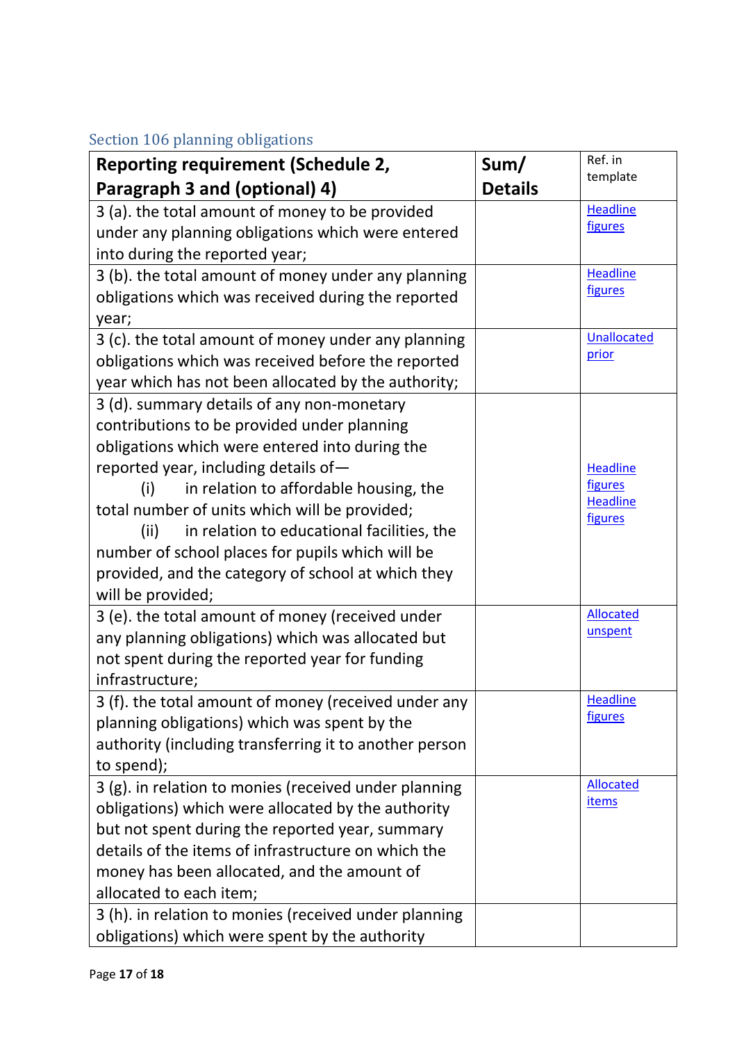## Section 106 planning obligations

| Reporting requirement (Schedule 2, Paragraph 3 and (optional) 4) | Sum/ Details | Ref. in template |
|---|---|---|
| 3 (a). the total amount of money to be provided under any planning obligations which were entered into during the reported year; | | Headline figures |
| 3 (b). the total amount of money under any planning obligations which was received during the reported year; | | Headline figures |
| 3 (c). the total amount of money under any planning obligations which was received before the reported year which has not been allocated by the authority; | | Unallocated prior |
| 3 (d). summary details of any non-monetary contributions to be provided under planning obligations which were entered into during the reported year, including details of— (i) in relation to affordable housing, the total number of units which will be provided; (ii) in relation to educational facilities, the number of school places for pupils which will be provided, and the category of school at which they will be provided; | | Headline figures Headline figures |
| 3 (e). the total amount of money (received under any planning obligations) which was allocated but not spent during the reported year for funding infrastructure; | | Allocated unspent |
| 3 (f). the total amount of money (received under any planning obligations) which was spent by the authority (including transferring it to another person to spend); | | Headline figures |
| 3 (g). in relation to monies (received under planning obligations) which were allocated by the authority but not spent during the reported year, summary details of the items of infrastructure on which the money has been allocated, and the amount of allocated to each item; | | Allocated items |
| 3 (h). in relation to monies (received under planning obligations) which were spent by the authority | | |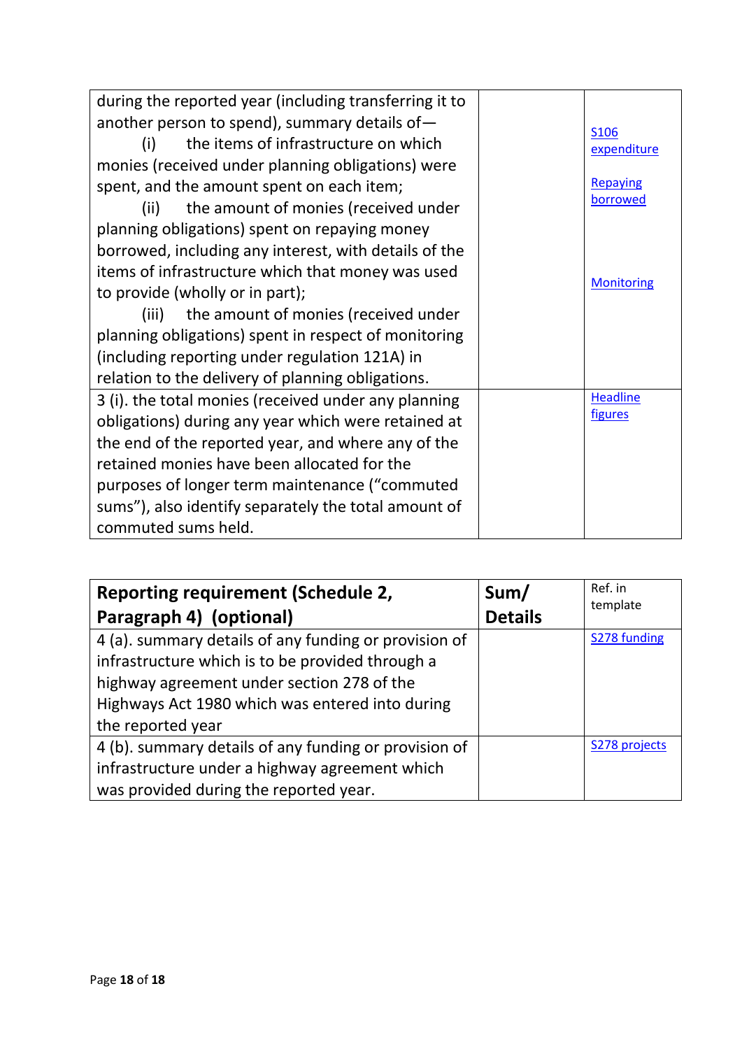| | | |
|---|---|---|
| during the reported year (including transferring it to another person to spend), summary details of— (i) the items of infrastructure on which monies (received under planning obligations) were spent, and the amount spent on each item; (ii) the amount of monies (received under planning obligations) spent on repaying money borrowed, including any interest, with details of the items of infrastructure which that money was used to provide (wholly or in part); (iii) the amount of monies (received under planning obligations) spent in respect of monitoring (including reporting under regulation 121A) in relation to the delivery of planning obligations. | | S106 expenditure<br><br>Repaying borrowed<br><br>Monitoring |
| 3 (i). the total monies (received under any planning obligations) during any year which were retained at the end of the reported year, and where any of the retained monies have been allocated for the purposes of longer term maintenance ("commuted sums"), also identify separately the total amount of commuted sums held. | | Headline figures |

| **Reporting requirement (Schedule 2, Paragraph 4) (optional)** | **Sum/ Details** | Ref. in template |
|---|---|---|
| 4 (a). summary details of any funding or provision of infrastructure which is to be provided through a highway agreement under section 278 of the Highways Act 1980 which was entered into during the reported year | | S278 funding |
| 4 (b). summary details of any funding or provision of infrastructure under a highway agreement which was provided during the reported year. | | S278 projects |